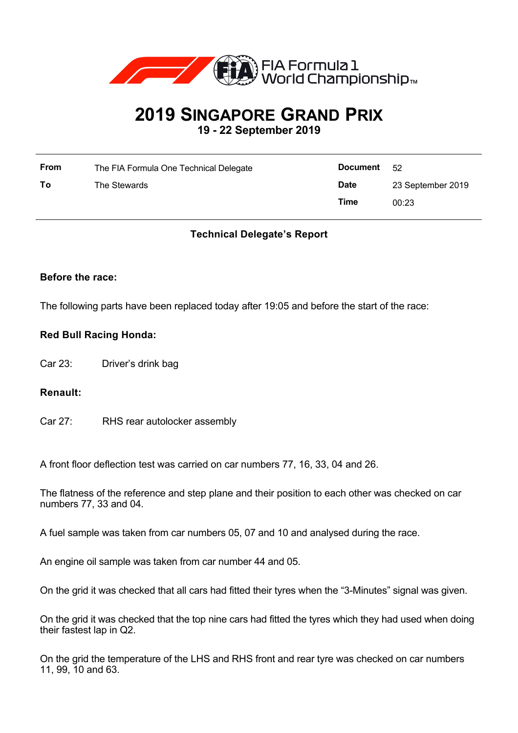# 2019 SINGAPORE GRAND PRIX

**19 - 22 September 2019**

| **From** | The FIA Formula One Technical Delegate | **Document** | 52 |
|---|---|---|---|
| **To** | The Stewards | **Date** | 23 September 2019 |
| | | **Time** | 00:23 |

**Technical Delegate's Report**

**Before the race:**

The following parts have been replaced today after 19:05 and before the start of the race:

**Red Bull Racing Honda:**

Car 23: Driver's drink bag

**Renault:**

Car 27: RHS rear autolocker assembly

A front floor deflection test was carried on car numbers 77, 16, 33, 04 and 26.

The flatness of the reference and step plane and their position to each other was checked on car numbers 77, 33 and 04.

A fuel sample was taken from car numbers 05, 07 and 10 and analysed during the race.

An engine oil sample was taken from car number 44 and 05.

On the grid it was checked that all cars had fitted their tyres when the "3-Minutes" signal was given.

On the grid it was checked that the top nine cars had fitted the tyres which they had used when doing their fastest lap in Q2.

On the grid the temperature of the LHS and RHS front and rear tyre was checked on car numbers 11, 99, 10 and 63.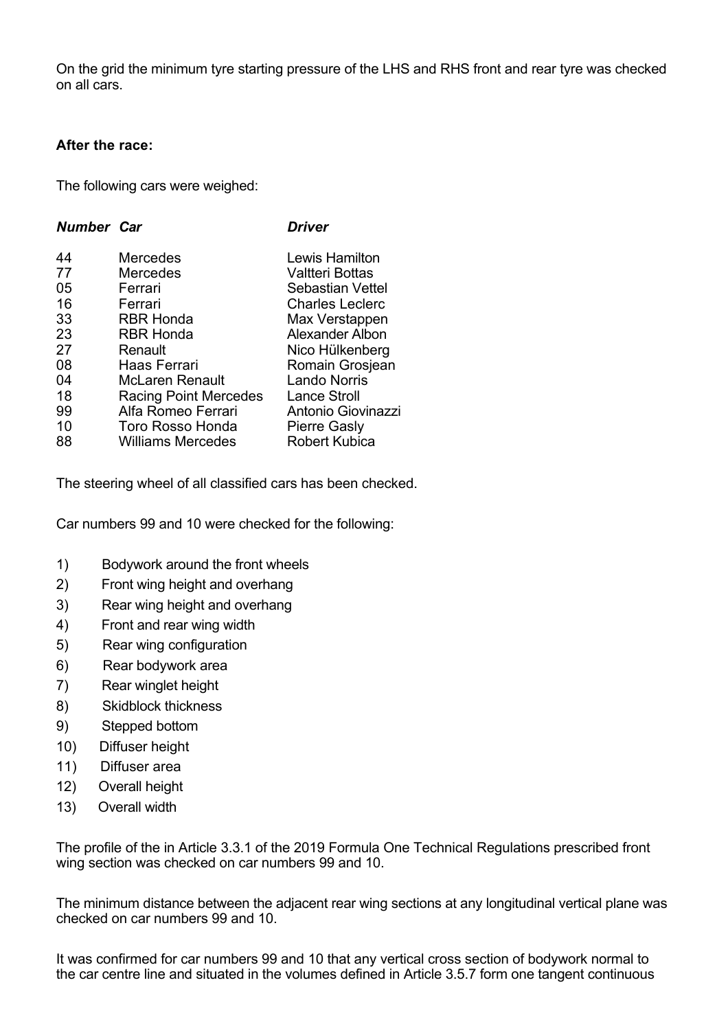On the grid the minimum tyre starting pressure of the LHS and RHS front and rear tyre was checked on all cars.

**After the race:**

The following cars were weighed:

| ***Number*** | ***Car*** | ***Driver*** |
|---|---|---|
| 44 | Mercedes | Lewis Hamilton |
| 77 | Mercedes | Valtteri Bottas |
| 05 | Ferrari | Sebastian Vettel |
| 16 | Ferrari | Charles Leclerc |
| 33 | RBR Honda | Max Verstappen |
| 23 | RBR Honda | Alexander Albon |
| 27 | Renault | Nico Hülkenberg |
| 08 | Haas Ferrari | Romain Grosjean |
| 04 | McLaren Renault | Lando Norris |
| 18 | Racing Point Mercedes | Lance Stroll |
| 99 | Alfa Romeo Ferrari | Antonio Giovinazzi |
| 10 | Toro Rosso Honda | Pierre Gasly |
| 88 | Williams Mercedes | Robert Kubica |

The steering wheel of all classified cars has been checked.

Car numbers 99 and 10 were checked for the following:

1) Bodywork around the front wheels
2) Front wing height and overhang
3) Rear wing height and overhang
4) Front and rear wing width
5) Rear wing configuration
6) Rear bodywork area
7) Rear winglet height
8) Skidblock thickness
9) Stepped bottom
10) Diffuser height
11) Diffuser area
12) Overall height
13) Overall width

The profile of the in Article 3.3.1 of the 2019 Formula One Technical Regulations prescribed front wing section was checked on car numbers 99 and 10.

The minimum distance between the adjacent rear wing sections at any longitudinal vertical plane was checked on car numbers 99 and 10.

It was confirmed for car numbers 99 and 10 that any vertical cross section of bodywork normal to the car centre line and situated in the volumes defined in Article 3.5.7 form one tangent continuous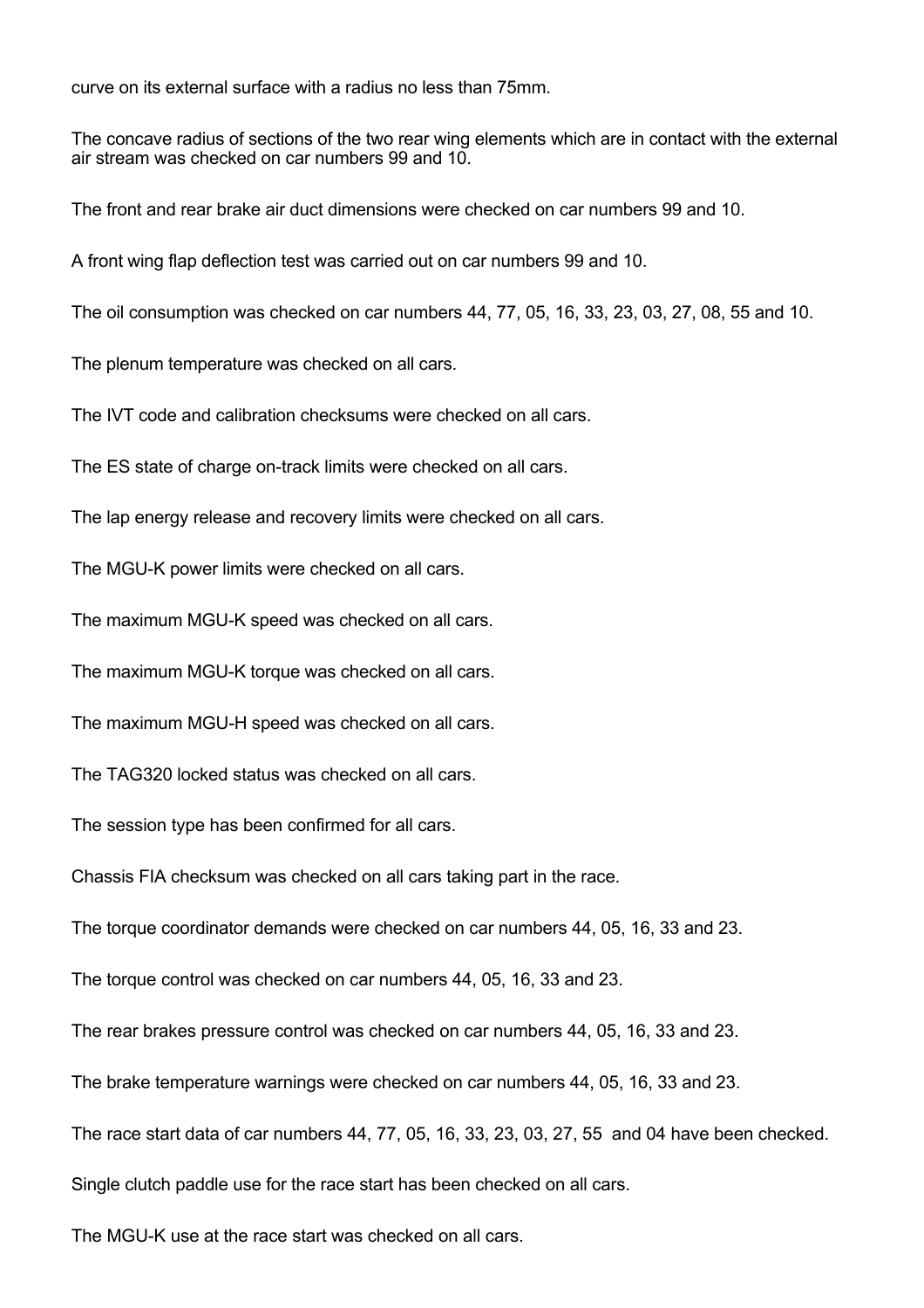curve on its external surface with a radius no less than 75mm.

The concave radius of sections of the two rear wing elements which are in contact with the external air stream was checked on car numbers 99 and 10.

The front and rear brake air duct dimensions were checked on car numbers 99 and 10.

A front wing flap deflection test was carried out on car numbers 99 and 10.

The oil consumption was checked on car numbers 44, 77, 05, 16, 33, 23, 03, 27, 08, 55 and 10.

The plenum temperature was checked on all cars.

The IVT code and calibration checksums were checked on all cars.

The ES state of charge on-track limits were checked on all cars.

The lap energy release and recovery limits were checked on all cars.

The MGU-K power limits were checked on all cars.

The maximum MGU-K speed was checked on all cars.

The maximum MGU-K torque was checked on all cars.

The maximum MGU-H speed was checked on all cars.

The TAG320 locked status was checked on all cars.

The session type has been confirmed for all cars.

Chassis FIA checksum was checked on all cars taking part in the race.

The torque coordinator demands were checked on car numbers 44, 05, 16, 33 and 23.

The torque control was checked on car numbers 44, 05, 16, 33 and 23.

The rear brakes pressure control was checked on car numbers 44, 05, 16, 33 and 23.

The brake temperature warnings were checked on car numbers 44, 05, 16, 33 and 23.

The race start data of car numbers 44, 77, 05, 16, 33, 23, 03, 27, 55 and 04 have been checked.

Single clutch paddle use for the race start has been checked on all cars.

The MGU-K use at the race start was checked on all cars.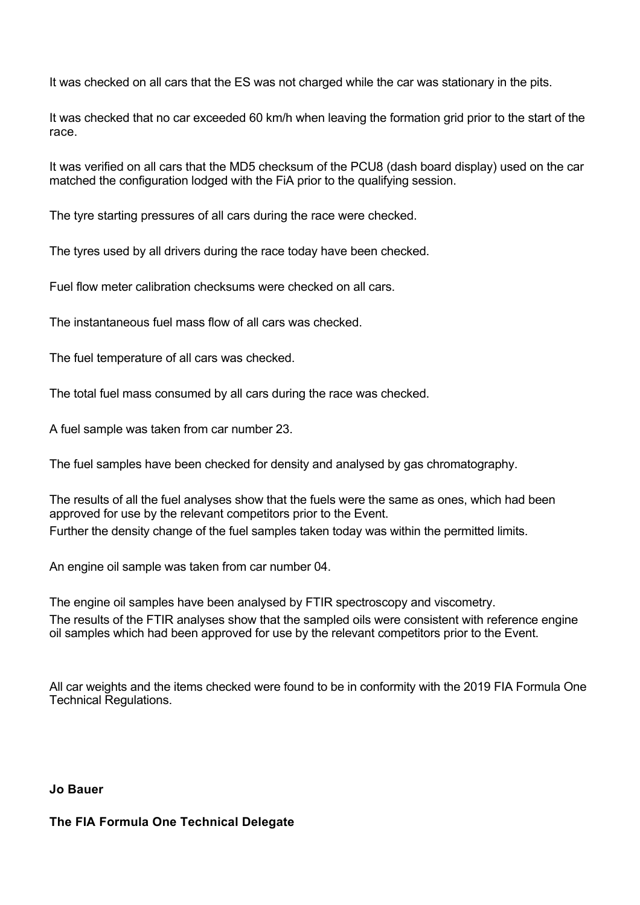It was checked on all cars that the ES was not charged while the car was stationary in the pits.

It was checked that no car exceeded 60 km/h when leaving the formation grid prior to the start of the race.

It was verified on all cars that the MD5 checksum of the PCU8 (dash board display) used on the car matched the configuration lodged with the FiA prior to the qualifying session.

The tyre starting pressures of all cars during the race were checked.

The tyres used by all drivers during the race today have been checked.

Fuel flow meter calibration checksums were checked on all cars.

The instantaneous fuel mass flow of all cars was checked.

The fuel temperature of all cars was checked.

The total fuel mass consumed by all cars during the race was checked.

A fuel sample was taken from car number 23.

The fuel samples have been checked for density and analysed by gas chromatography.

The results of all the fuel analyses show that the fuels were the same as ones, which had been approved for use by the relevant competitors prior to the Event.
Further the density change of the fuel samples taken today was within the permitted limits.

An engine oil sample was taken from car number 04.

The engine oil samples have been analysed by FTIR spectroscopy and viscometry.
The results of the FTIR analyses show that the sampled oils were consistent with reference engine oil samples which had been approved for use by the relevant competitors prior to the Event.

All car weights and the items checked were found to be in conformity with the 2019 FIA Formula One Technical Regulations.

**Jo Bauer**

**The FIA Formula One Technical Delegate**